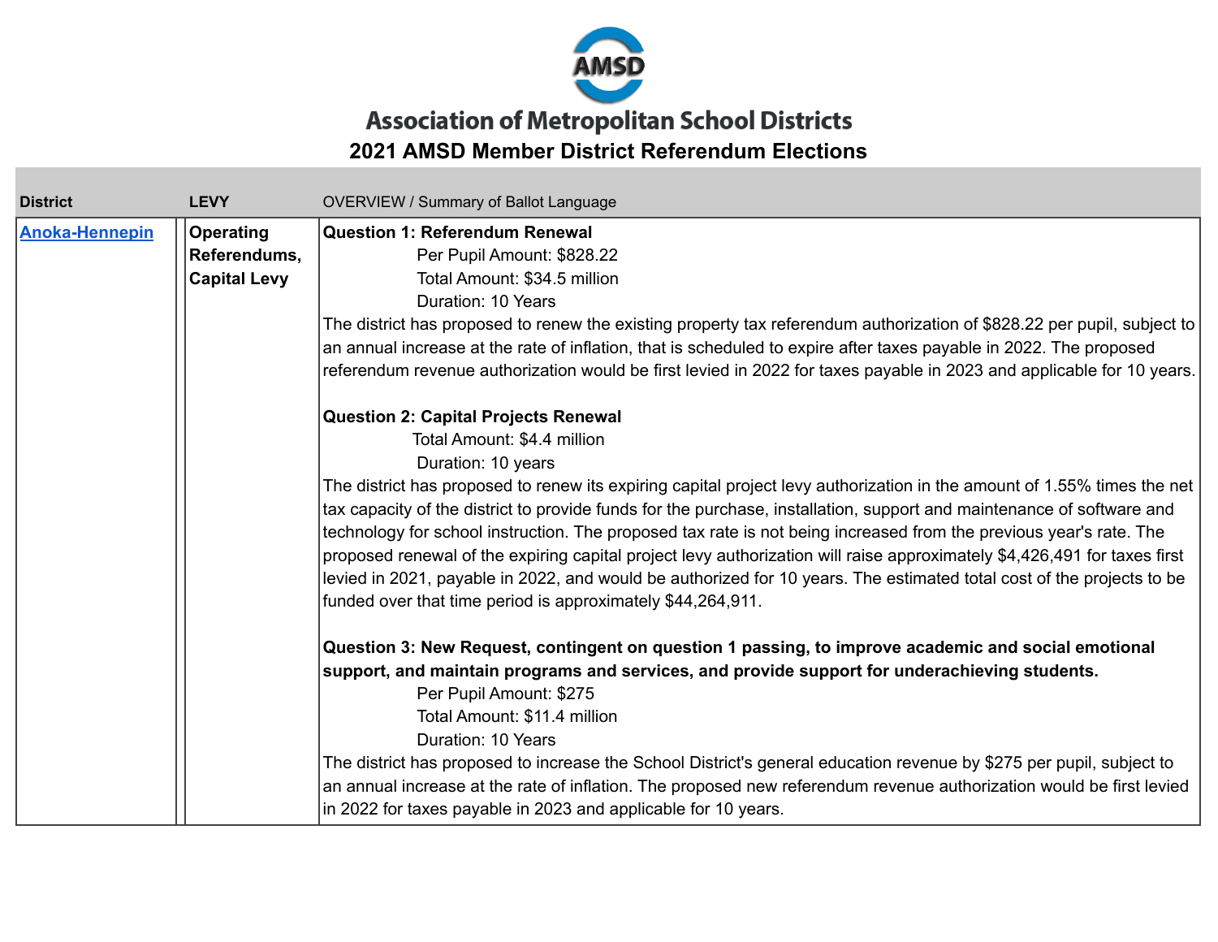# Association of Metropolitan School Districts

## 2021 AMSD Member District Referendum Elections

| District | LEVY | OVERVIEW / Summary of Ballot Language |
|---|---|---|
| [Anoka-Hennepin]() | **Operating Referendums, Capital Levy** | **Question 1: Referendum Renewal**<br>Per Pupil Amount: $828.22<br>Total Amount: $34.5 million<br>Duration: 10 Years<br>The district has proposed to renew the existing property tax referendum authorization of $828.22 per pupil, subject to an annual increase at the rate of inflation, that is scheduled to expire after taxes payable in 2022. The proposed referendum revenue authorization would be first levied in 2022 for taxes payable in 2023 and applicable for 10 years.<br><br>**Question 2: Capital Projects Renewal**<br>Total Amount: $4.4 million<br>Duration: 10 years<br>The district has proposed to renew its expiring capital project levy authorization in the amount of 1.55% times the net tax capacity of the district to provide funds for the purchase, installation, support and maintenance of software and technology for school instruction. The proposed tax rate is not being increased from the previous year's rate. The proposed renewal of the expiring capital project levy authorization will raise approximately $4,426,491 for taxes first levied in 2021, payable in 2022, and would be authorized for 10 years. The estimated total cost of the projects to be funded over that time period is approximately $44,264,911.<br><br>**Question 3: New Request, contingent on question 1 passing, to improve academic and social emotional support, and maintain programs and services, and provide support for underachieving students.**<br>Per Pupil Amount: $275<br>Total Amount: $11.4 million<br>Duration: 10 Years<br>The district has proposed to increase the School District's general education revenue by $275 per pupil, subject to an annual increase at the rate of inflation. The proposed new referendum revenue authorization would be first levied in 2022 for taxes payable in 2023 and applicable for 10 years. |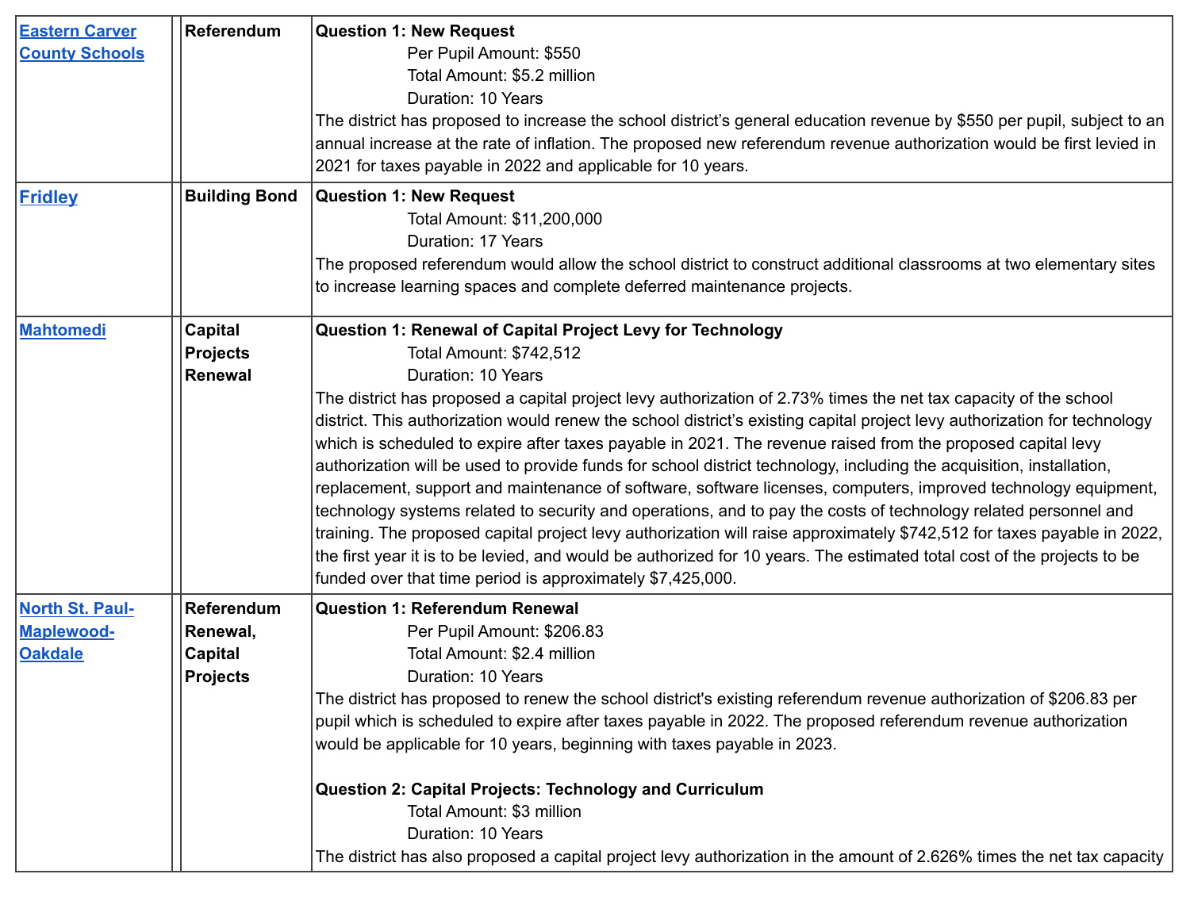| | | | |
|---|---|---|---|
| [Eastern Carver County Schools]() | | **Referendum** | **Question 1: New Request**<br>Per Pupil Amount: $550<br>Total Amount: $5.2 million<br>Duration: 10 Years<br>The district has proposed to increase the school district's general education revenue by $550 per pupil, subject to an annual increase at the rate of inflation. The proposed new referendum revenue authorization would be first levied in 2021 for taxes payable in 2022 and applicable for 10 years. |
| [Fridley]() | | **Building Bond** | **Question 1: New Request**<br>Total Amount: $11,200,000<br>Duration: 17 Years<br>The proposed referendum would allow the school district to construct additional classrooms at two elementary sites to increase learning spaces and complete deferred maintenance projects. |
| [Mahtomedi]() | | **Capital Projects Renewal** | **Question 1: Renewal of Capital Project Levy for Technology**<br>Total Amount: $742,512<br>Duration: 10 Years<br>The district has proposed a capital project levy authorization of 2.73% times the net tax capacity of the school district. This authorization would renew the school district's existing capital project levy authorization for technology which is scheduled to expire after taxes payable in 2021. The revenue raised from the proposed capital levy authorization will be used to provide funds for school district technology, including the acquisition, installation, replacement, support and maintenance of software, software licenses, computers, improved technology equipment, technology systems related to security and operations, and to pay the costs of technology related personnel and training. The proposed capital project levy authorization will raise approximately $742,512 for taxes payable in 2022, the first year it is to be levied, and would be authorized for 10 years. The estimated total cost of the projects to be funded over that time period is approximately $7,425,000. |
| [North St. Paul-Maplewood-Oakdale]() | | **Referendum Renewal, Capital Projects** | **Question 1: Referendum Renewal**<br>Per Pupil Amount: $206.83<br>Total Amount: $2.4 million<br>Duration: 10 Years<br>The district has proposed to renew the school district's existing referendum revenue authorization of $206.83 per pupil which is scheduled to expire after taxes payable in 2022. The proposed referendum revenue authorization would be applicable for 10 years, beginning with taxes payable in 2023.<br><br>**Question 2: Capital Projects: Technology and Curriculum**<br>Total Amount: $3 million<br>Duration: 10 Years<br>The district has also proposed a capital project levy authorization in the amount of 2.626% times the net tax capacity |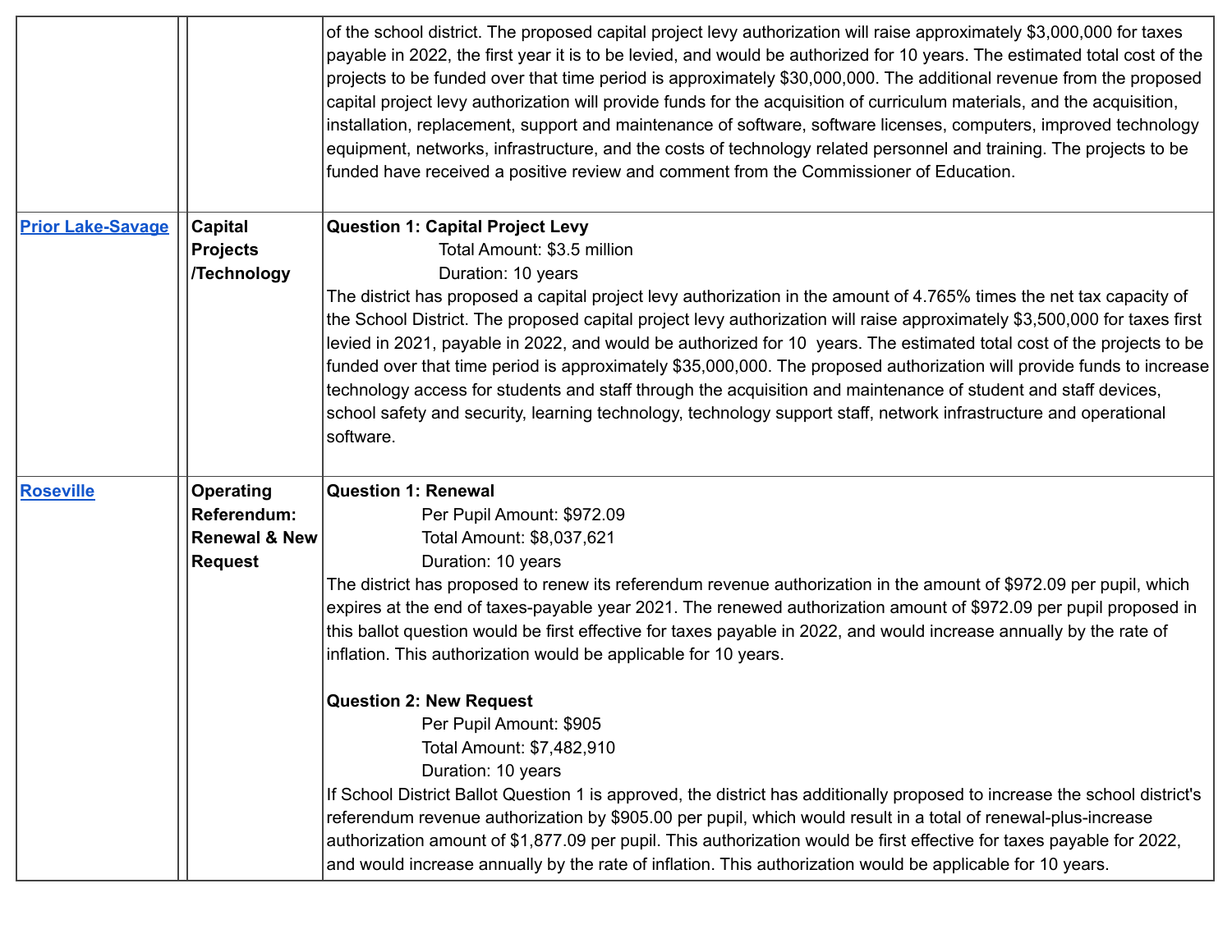| | | |
|---|---|---|
| | | of the school district. The proposed capital project levy authorization will raise approximately $3,000,000 for taxes payable in 2022, the first year it is to be levied, and would be authorized for 10 years. The estimated total cost of the projects to be funded over that time period is approximately $30,000,000. The additional revenue from the proposed capital project levy authorization will provide funds for the acquisition of curriculum materials, and the acquisition, installation, replacement, support and maintenance of software, software licenses, computers, improved technology equipment, networks, infrastructure, and the costs of technology related personnel and training. The projects to be funded have received a positive review and comment from the Commissioner of Education. |
| [Prior Lake-Savage]() | **Capital Projects /Technology** | **Question 1: Capital Project Levy**<br>Total Amount: $3.5 million<br>Duration: 10 years<br>The district has proposed a capital project levy authorization in the amount of 4.765% times the net tax capacity of the School District. The proposed capital project levy authorization will raise approximately $3,500,000 for taxes first levied in 2021, payable in 2022, and would be authorized for 10 years. The estimated total cost of the projects to be funded over that time period is approximately $35,000,000. The proposed authorization will provide funds to increase technology access for students and staff through the acquisition and maintenance of student and staff devices, school safety and security, learning technology, technology support staff, network infrastructure and operational software. |
| [Roseville]() | **Operating Referendum: Renewal & New Request** | **Question 1: Renewal**<br>Per Pupil Amount: $972.09<br>Total Amount: $8,037,621<br>Duration: 10 years<br>The district has proposed to renew its referendum revenue authorization in the amount of $972.09 per pupil, which expires at the end of taxes-payable year 2021. The renewed authorization amount of $972.09 per pupil proposed in this ballot question would be first effective for taxes payable in 2022, and would increase annually by the rate of inflation. This authorization would be applicable for 10 years.<br><br>**Question 2: New Request**<br>Per Pupil Amount: $905<br>Total Amount: $7,482,910<br>Duration: 10 years<br>If School District Ballot Question 1 is approved, the district has additionally proposed to increase the school district's referendum revenue authorization by $905.00 per pupil, which would result in a total of renewal-plus-increase authorization amount of $1,877.09 per pupil. This authorization would be first effective for taxes payable for 2022, and would increase annually by the rate of inflation. This authorization would be applicable for 10 years. |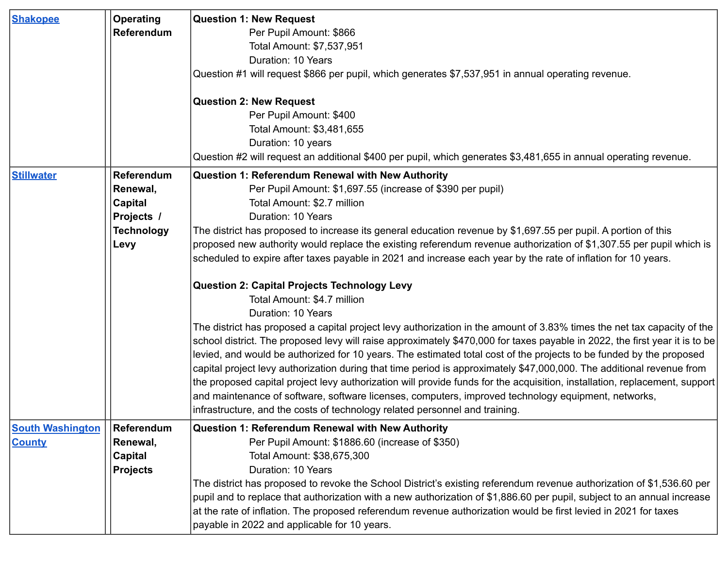| | | | |
|---|---|---|---|
| [Shakopee]() | | Operating Referendum | **Question 1: New Request**<br>Per Pupil Amount: $866<br>Total Amount: $7,537,951<br>Duration: 10 Years<br>Question #1 will request $866 per pupil, which generates $7,537,951 in annual operating revenue.<br><br>**Question 2: New Request**<br>Per Pupil Amount: $400<br>Total Amount: $3,481,655<br>Duration: 10 years<br>Question #2 will request an additional $400 per pupil, which generates $3,481,655 in annual operating revenue. |
| [Stillwater]() | | Referendum Renewal, Capital Projects / Technology Levy | **Question 1: Referendum Renewal with New Authority**<br>Per Pupil Amount: $1,697.55 (increase of $390 per pupil)<br>Total Amount: $2.7 million<br>Duration: 10 Years<br>The district has proposed to increase its general education revenue by $1,697.55 per pupil. A portion of this proposed new authority would replace the existing referendum revenue authorization of $1,307.55 per pupil which is scheduled to expire after taxes payable in 2021 and increase each year by the rate of inflation for 10 years.<br><br>**Question 2: Capital Projects Technology Levy**<br>Total Amount: $4.7 million<br>Duration: 10 Years<br>The district has proposed a capital project levy authorization in the amount of 3.83% times the net tax capacity of the school district. The proposed levy will raise approximately $470,000 for taxes payable in 2022, the first year it is to be levied, and would be authorized for 10 years. The estimated total cost of the projects to be funded by the proposed capital project levy authorization during that time period is approximately $47,000,000. The additional revenue from the proposed capital project levy authorization will provide funds for the acquisition, installation, replacement, support and maintenance of software, software licenses, computers, improved technology equipment, networks, infrastructure, and the costs of technology related personnel and training. |
| [South Washington County]() | | Referendum Renewal, Capital Projects | **Question 1: Referendum Renewal with New Authority**<br>Per Pupil Amount: $1886.60 (increase of $350)<br>Total Amount: $38,675,300<br>Duration: 10 Years<br>The district has proposed to revoke the School District's existing referendum revenue authorization of $1,536.60 per pupil and to replace that authorization with a new authorization of $1,886.60 per pupil, subject to an annual increase at the rate of inflation. The proposed referendum revenue authorization would be first levied in 2021 for taxes payable in 2022 and applicable for 10 years. |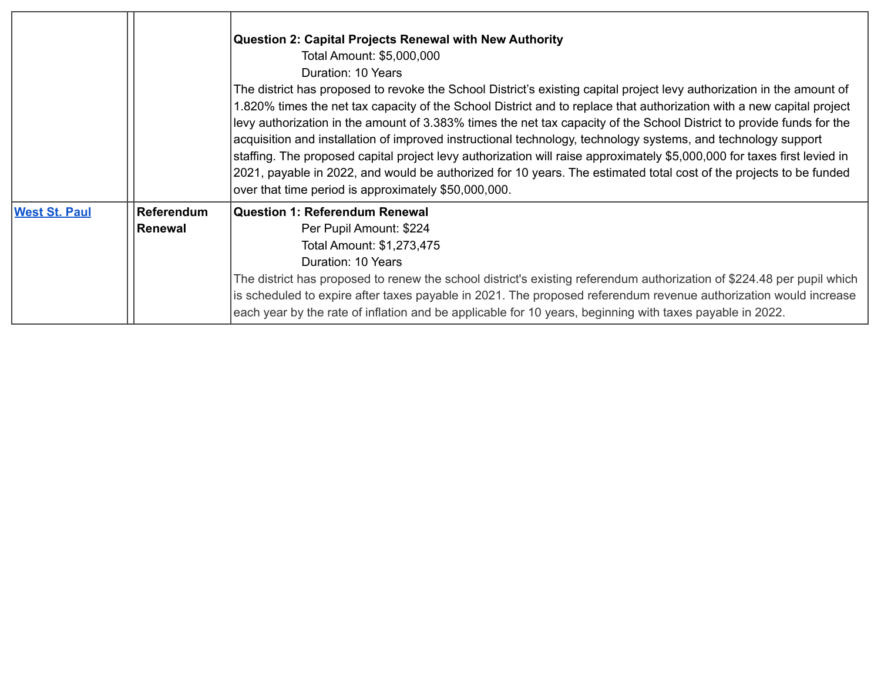| | | | |
|---|---|---|---|
| | | | **Question 2: Capital Projects Renewal with New Authority**<br>Total Amount: $5,000,000<br>Duration: 10 Years<br>The district has proposed to revoke the School District's existing capital project levy authorization in the amount of 1.820% times the net tax capacity of the School District and to replace that authorization with a new capital project levy authorization in the amount of 3.383% times the net tax capacity of the School District to provide funds for the acquisition and installation of improved instructional technology, technology systems, and technology support staffing. The proposed capital project levy authorization will raise approximately $5,000,000 for taxes first levied in 2021, payable in 2022, and would be authorized for 10 years. The estimated total cost of the projects to be funded over that time period is approximately $50,000,000. |
| West St. Paul | | **Referendum Renewal** | **Question 1: Referendum Renewal**<br>Per Pupil Amount: $224<br>Total Amount: $1,273,475<br>Duration: 10 Years<br>The district has proposed to renew the school district's existing referendum authorization of $224.48 per pupil which is scheduled to expire after taxes payable in 2021. The proposed referendum revenue authorization would increase each year by the rate of inflation and be applicable for 10 years, beginning with taxes payable in 2022. |